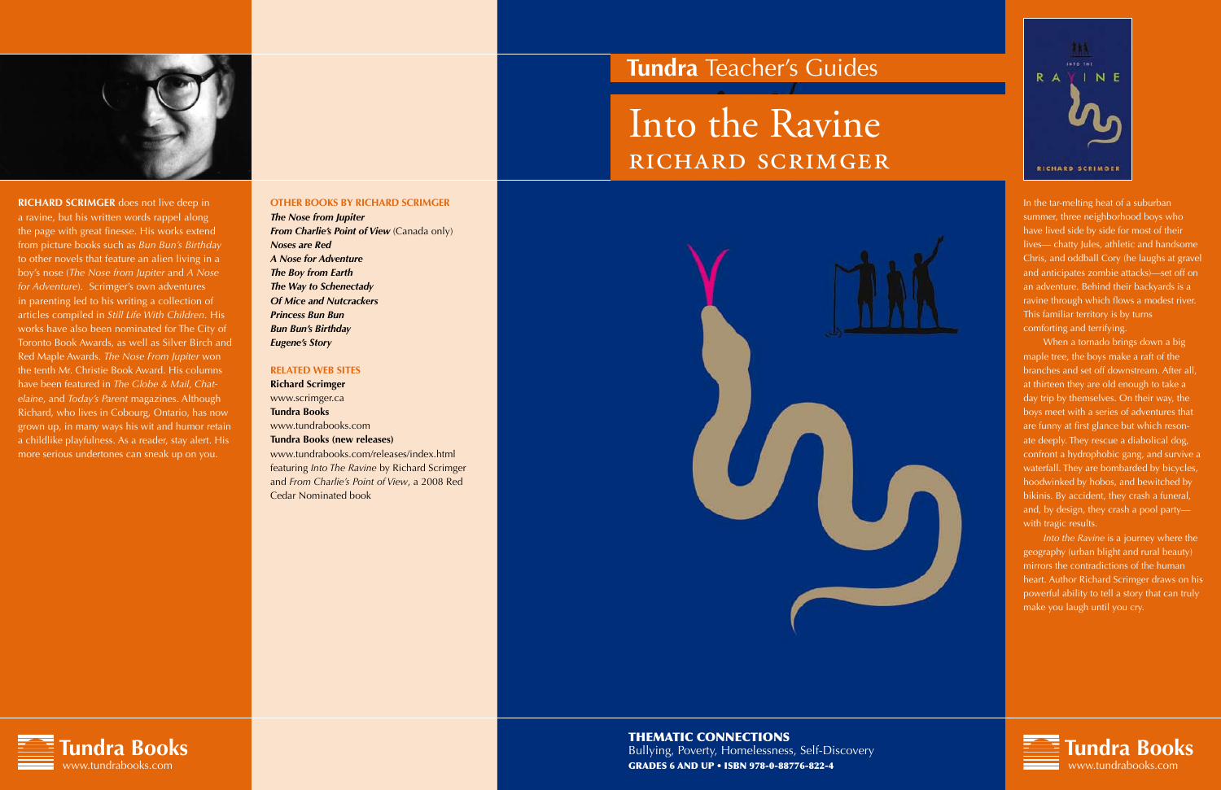**RICHARD SCRIMGER** does not live deep in a ravine, but his written words rappel along the page with great finesse. His works extend from picture books such as *Bun Bun's Birthday* to other novels that feature an alien living in a boy's nose (*The Nose from Jupiter* and *A Nose for Adventure*). Scrimger's own adventures in parenting led to his writing a collection of articles compiled in *Still Life With Children*. His works have also been nominated for The City of Toronto Book Awards, as well as Silver Birch and Red Maple Awards. *The Nose From Jupiter* won the tenth Mr. Christie Book Award. His columns have been featured in *The Globe & Mail*, *Chatelaine*, and *Today's Parent* magazines. Although Richard, who lives in Cobourg, Ontario, has now grown up, in many ways his wit and humor retain a childlike playfulness. As a reader, stay alert. His more serious undertones can sneak up on you.

## OTHER BOOKS BY RICHARD SCRIMGER

***The Nose from Jupiter***
***From Charlie's Point of View*** (Canada only)
***Noses are Red***
***A Nose for Adventure***
***The Boy from Earth***
***The Way to Schenectady***
***Of Mice and Nutcrackers***
***Princess Bun Bun***
***Bun Bun's Birthday***
***Eugene's Story***

## RELATED WEB SITES

**Richard Scrimger**
www.scrimger.ca
**Tundra Books**
www.tundrabooks.com
**Tundra Books (new releases)**
www.tundrabooks.com/releases/index.html featuring *Into The Ravine* by Richard Scrimger and *From Charlie's Point of View*, a 2008 Red Cedar Nominated book

**Tundra Books**
www.tundrabooks.com

# Tundra Teacher's Guides

# Into the Ravine

## RICHARD SCRIMGER

**THEMATIC CONNECTIONS**
Bullying, Poverty, Homelessness, Self-Discovery
**GRADES 6 AND UP • ISBN 978-0-88776-822-4**

In the tar-melting heat of a suburban summer, three neighborhood boys who have lived side by side for most of their lives— chatty Jules, athletic and handsome Chris, and oddball Cory (he laughs at gravel and anticipates zombie attacks)—set off on an adventure. Behind their backyards is a ravine through which flows a modest river. This familiar territory is by turns comforting and terrifying.

When a tornado brings down a big maple tree, the boys make a raft of the branches and set off downstream. After all, at thirteen they are old enough to take a day trip by themselves. On their way, the boys meet with a series of adventures that are funny at first glance but which resonate deeply. They rescue a diabolical dog, confront a hydrophobic gang, and survive a waterfall. They are bombarded by bicycles, hoodwinked by hobos, and bewitched by bikinis. By accident, they crash a funeral, and, by design, they crash a pool party—with tragic results.

*Into the Ravine* is a journey where the geography (urban blight and rural beauty) mirrors the contradictions of the human heart. Author Richard Scrimger draws on his powerful ability to tell a story that can truly make you laugh until you cry.

**Tundra Books**
www.tundrabooks.com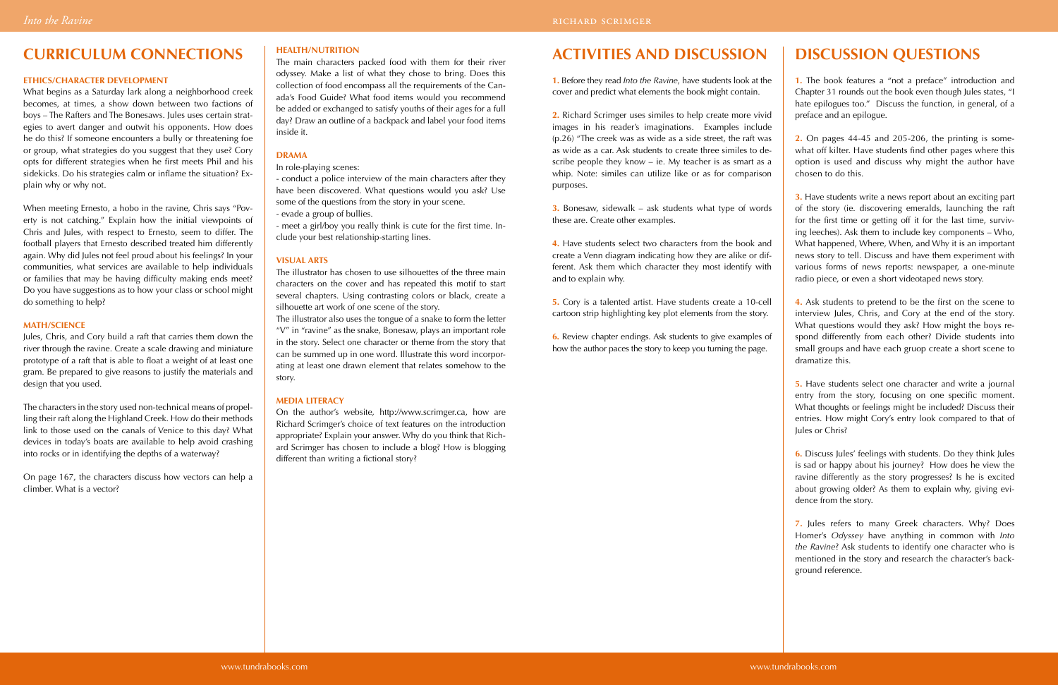## CURRICULUM CONNECTIONS

### ETHICS/CHARACTER DEVELOPMENT

What begins as a Saturday lark along a neighborhood creek becomes, at times, a show down between two factions of boys – The Rafters and The Bonesaws. Jules uses certain strategies to avert danger and outwit his opponents. How does he do this? If someone encounters a bully or threatening foe or group, what strategies do you suggest that they use? Cory opts for different strategies when he first meets Phil and his sidekicks. Do his strategies calm or inflame the situation? Explain why or why not.

When meeting Ernesto, a hobo in the ravine, Chris says "Poverty is not catching." Explain how the initial viewpoints of Chris and Jules, with respect to Ernesto, seem to differ. The football players that Ernesto described treated him differently again. Why did Jules not feel proud about his feelings? In your communities, what services are available to help individuals or families that may be having difficulty making ends meet? Do you have suggestions as to how your class or school might do something to help?

### MATH/SCIENCE

Jules, Chris, and Cory build a raft that carries them down the river through the ravine. Create a scale drawing and miniature prototype of a raft that is able to float a weight of at least one gram. Be prepared to give reasons to justify the materials and design that you used.

The characters in the story used non-technical means of propelling their raft along the Highland Creek. How do their methods link to those used on the canals of Venice to this day? What devices in today's boats are available to help avoid crashing into rocks or in identifying the depths of a waterway?

On page 167, the characters discuss how vectors can help a climber. What is a vector?

### HEALTH/NUTRITION

The main characters packed food with them for their river odyssey. Make a list of what they chose to bring. Does this collection of food encompass all the requirements of the Canada's Food Guide? What food items would you recommend be added or exchanged to satisfy youths of their ages for a full day? Draw an outline of a backpack and label your food items inside it.

### DRAMA

In role-playing scenes:

- conduct a police interview of the main characters after they have been discovered. What questions would you ask? Use some of the questions from the story in your scene.
- evade a group of bullies.
- meet a girl/boy you really think is cute for the first time. Include your best relationship-starting lines.

### VISUAL ARTS

The illustrator has chosen to use silhouettes of the three main characters on the cover and has repeated this motif to start several chapters. Using contrasting colors or black, create a silhouette art work of one scene of the story.

The illustrator also uses the tongue of a snake to form the letter "V" in "ravine" as the snake, Bonesaw, plays an important role in the story. Select one character or theme from the story that can be summed up in one word. Illustrate this word incorporating at least one drawn element that relates somehow to the story.

### MEDIA LITERACY

On the author's website, http://www.scrimger.ca, how are Richard Scrimger's choice of text features on the introduction appropriate? Explain your answer. Why do you think that Richard Scrimger has chosen to include a blog? How is blogging different than writing a fictional story?

## ACTIVITIES AND DISCUSSION

**1.** Before they read *Into the Ravine*, have students look at the cover and predict what elements the book might contain.

**2.** Richard Scrimger uses similes to help create more vivid images in his reader's imaginations. Examples include (p.26) "The creek was as wide as a side street, the raft was as wide as a car. Ask students to create three similes to describe people they know – ie. My teacher is as smart as a whip. Note: similes can utilize like or as for comparison purposes.

**3.** Bonesaw, sidewalk – ask students what type of words these are. Create other examples.

**4.** Have students select two characters from the book and create a Venn diagram indicating how they are alike or different. Ask them which character they most identify with and to explain why.

**5.** Cory is a talented artist. Have students create a 10-cell cartoon strip highlighting key plot elements from the story.

**6.** Review chapter endings. Ask students to give examples of how the author paces the story to keep you turning the page.

## DISCUSSION QUESTIONS

**1.** The book features a "not a preface" introduction and Chapter 31 rounds out the book even though Jules states, "I hate epilogues too." Discuss the function, in general, of a preface and an epilogue.

**2.** On pages 44-45 and 205-206, the printing is somewhat off kilter. Have students find other pages where this option is used and discuss why might the author have chosen to do this.

**3.** Have students write a news report about an exciting part of the story (ie. discovering emeralds, launching the raft for the first time or getting off it for the last time, surviving leeches). Ask them to include key components – Who, What happened, Where, When, and Why it is an important news story to tell. Discuss and have them experiment with various forms of news reports: newspaper, a one-minute radio piece, or even a short videotaped news story.

**4.** Ask students to pretend to be the first on the scene to interview Jules, Chris, and Cory at the end of the story. What questions would they ask? How might the boys respond differently from each other? Divide students into small groups and have each gruop create a short scene to dramatize this.

**5.** Have students select one character and write a journal entry from the story, focusing on one specific moment. What thoughts or feelings might be included? Discuss their entries. How might Cory's entry look compared to that of Jules or Chris?

**6.** Discuss Jules' feelings with students. Do they think Jules is sad or happy about his journey? How does he view the ravine differently as the story progresses? Is he is excited about growing older? As them to explain why, giving evidence from the story.

**7.** Jules refers to many Greek characters. Why? Does Homer's *Odyssey* have anything in common with *Into the Ravine*? Ask students to identify one character who is mentioned in the story and research the character's background reference.